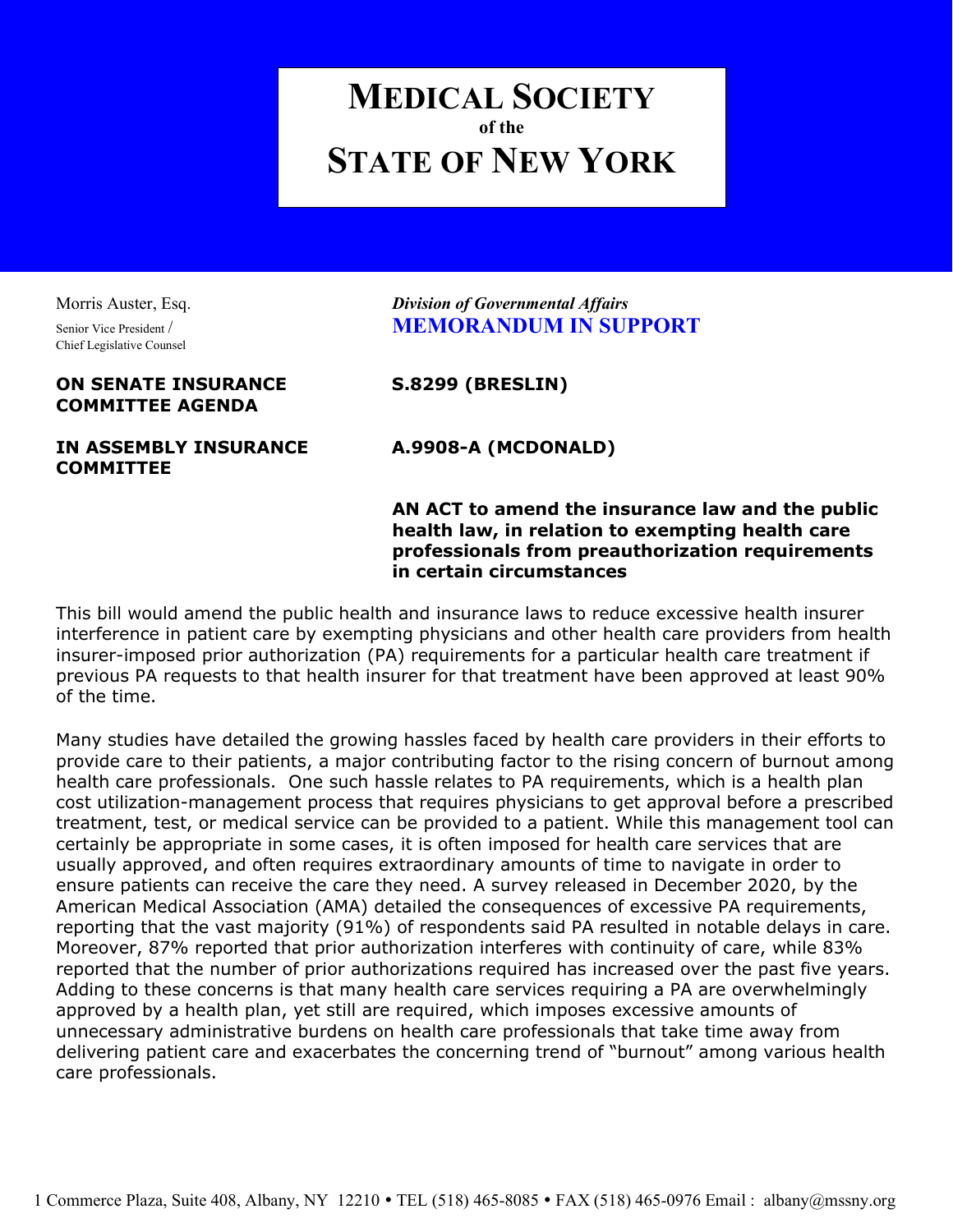# MEDICAL SOCIETY
### of the
# STATE OF NEW YORK

Morris Auster, Esq.
Senior Vice President /
Chief Legislative Counsel

*Division of Governmental Affairs*
**MEMORANDUM IN SUPPORT**

**ON SENATE INSURANCE COMMITTEE AGENDA** — **S.8299 (BRESLIN)**

**IN ASSEMBLY INSURANCE COMMITTEE** — **A.9908-A (MCDONALD)**

**AN ACT to amend the insurance law and the public health law, in relation to exempting health care professionals from preauthorization requirements in certain circumstances**

This bill would amend the public health and insurance laws to reduce excessive health insurer interference in patient care by exempting physicians and other health care providers from health insurer-imposed prior authorization (PA) requirements for a particular health care treatment if previous PA requests to that health insurer for that treatment have been approved at least 90% of the time.

Many studies have detailed the growing hassles faced by health care providers in their efforts to provide care to their patients, a major contributing factor to the rising concern of burnout among health care professionals. One such hassle relates to PA requirements, which is a health plan cost utilization-management process that requires physicians to get approval before a prescribed treatment, test, or medical service can be provided to a patient. While this management tool can certainly be appropriate in some cases, it is often imposed for health care services that are usually approved, and often requires extraordinary amounts of time to navigate in order to ensure patients can receive the care they need. A survey released in December 2020, by the American Medical Association (AMA) detailed the consequences of excessive PA requirements, reporting that the vast majority (91%) of respondents said PA resulted in notable delays in care. Moreover, 87% reported that prior authorization interferes with continuity of care, while 83% reported that the number of prior authorizations required has increased over the past five years. Adding to these concerns is that many health care services requiring a PA are overwhelmingly approved by a health plan, yet still are required, which imposes excessive amounts of unnecessary administrative burdens on health care professionals that take time away from delivering patient care and exacerbates the concerning trend of "burnout" among various health care professionals.

1 Commerce Plaza, Suite 408, Albany, NY 12210 • TEL (518) 465-8085 • FAX (518) 465-0976 Email : albany@mssny.org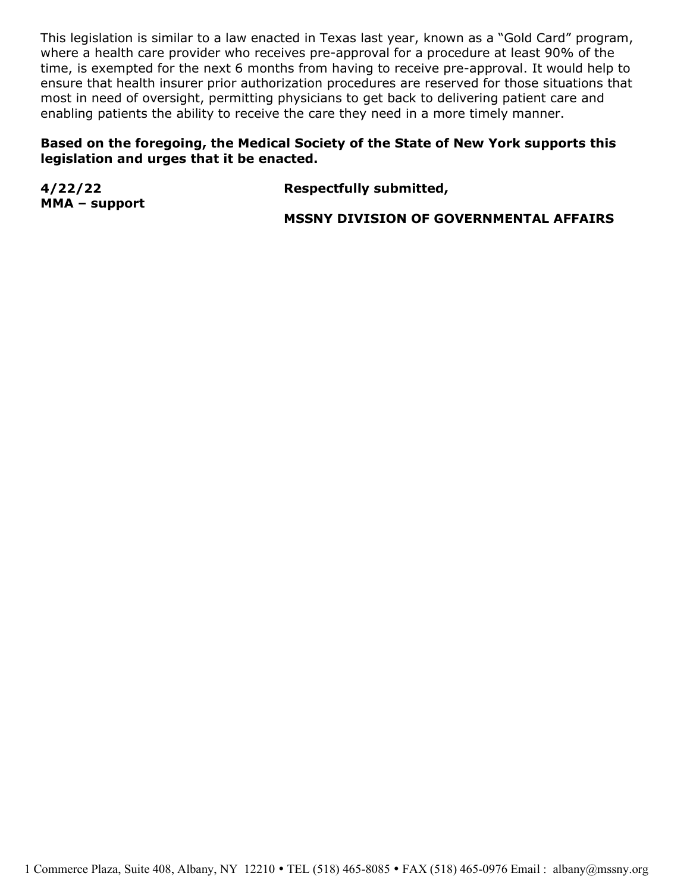This legislation is similar to a law enacted in Texas last year, known as a "Gold Card" program, where a health care provider who receives pre-approval for a procedure at least 90% of the time, is exempted for the next 6 months from having to receive pre-approval. It would help to ensure that health insurer prior authorization procedures are reserved for those situations that most in need of oversight, permitting physicians to get back to delivering patient care and enabling patients the ability to receive the care they need in a more timely manner.

**Based on the foregoing, the Medical Society of the State of New York supports this legislation and urges that it be enacted.**

**4/22/22**
**MMA – support**

**Respectfully submitted,**

**MSSNY DIVISION OF GOVERNMENTAL AFFAIRS**

1 Commerce Plaza, Suite 408, Albany, NY 12210 • TEL (518) 465-8085 • FAX (518) 465-0976 Email : albany@mssny.org